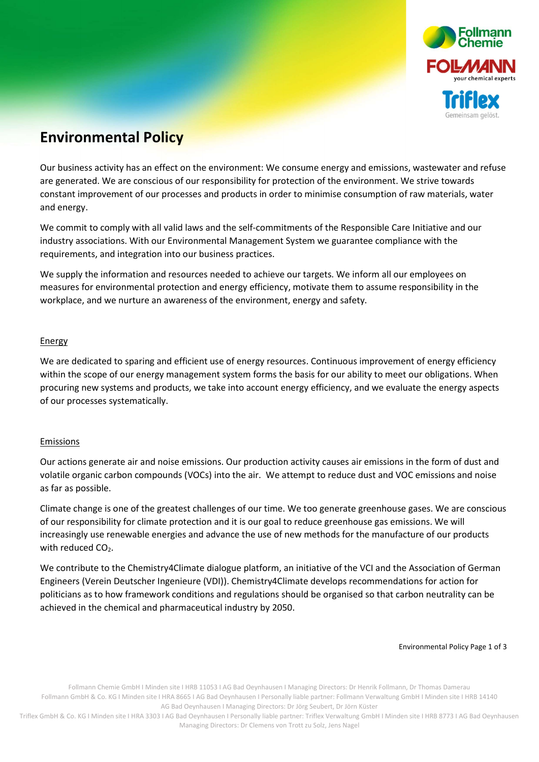# Environmental Policy

Our business activity has an effect on the environment: We consume energy and emissions, wastewater and refuse are generated. We are conscious of our responsibility for protection of the environment. We strive towards constant improvement of our processes and products in order to minimise consumption of raw materials, water and energy.

We commit to comply with all valid laws and the self-commitments of the Responsible Care Initiative and our industry associations. With our Environmental Management System we guarantee compliance with the requirements, and integration into our business practices.

We supply the information and resources needed to achieve our targets. We inform all our employees on measures for environmental protection and energy efficiency, motivate them to assume responsibility in the workplace, and we nurture an awareness of the environment, energy and safety.

## Energy

We are dedicated to sparing and efficient use of energy resources. Continuous improvement of energy efficiency within the scope of our energy management system forms the basis for our ability to meet our obligations. When procuring new systems and products, we take into account energy efficiency, and we evaluate the energy aspects of our processes systematically.

## Emissions

Our actions generate air and noise emissions. Our production activity causes air emissions in the form of dust and volatile organic carbon compounds (VOCs) into the air. We attempt to reduce dust and VOC emissions and noise as far as possible.

Climate change is one of the greatest challenges of our time. We too generate greenhouse gases. We are conscious of our responsibility for climate protection and it is our goal to reduce greenhouse gas emissions. We will increasingly use renewable energies and advance the use of new methods for the manufacture of our products with reduced $CO_2$.

We contribute to the Chemistry4Climate dialogue platform, an initiative of the VCI and the Association of German Engineers (Verein Deutscher Ingenieure (VDI)). Chemistry4Climate develops recommendations for action for politicians as to how framework conditions and regulations should be organised so that carbon neutrality can be achieved in the chemical and pharmaceutical industry by 2050.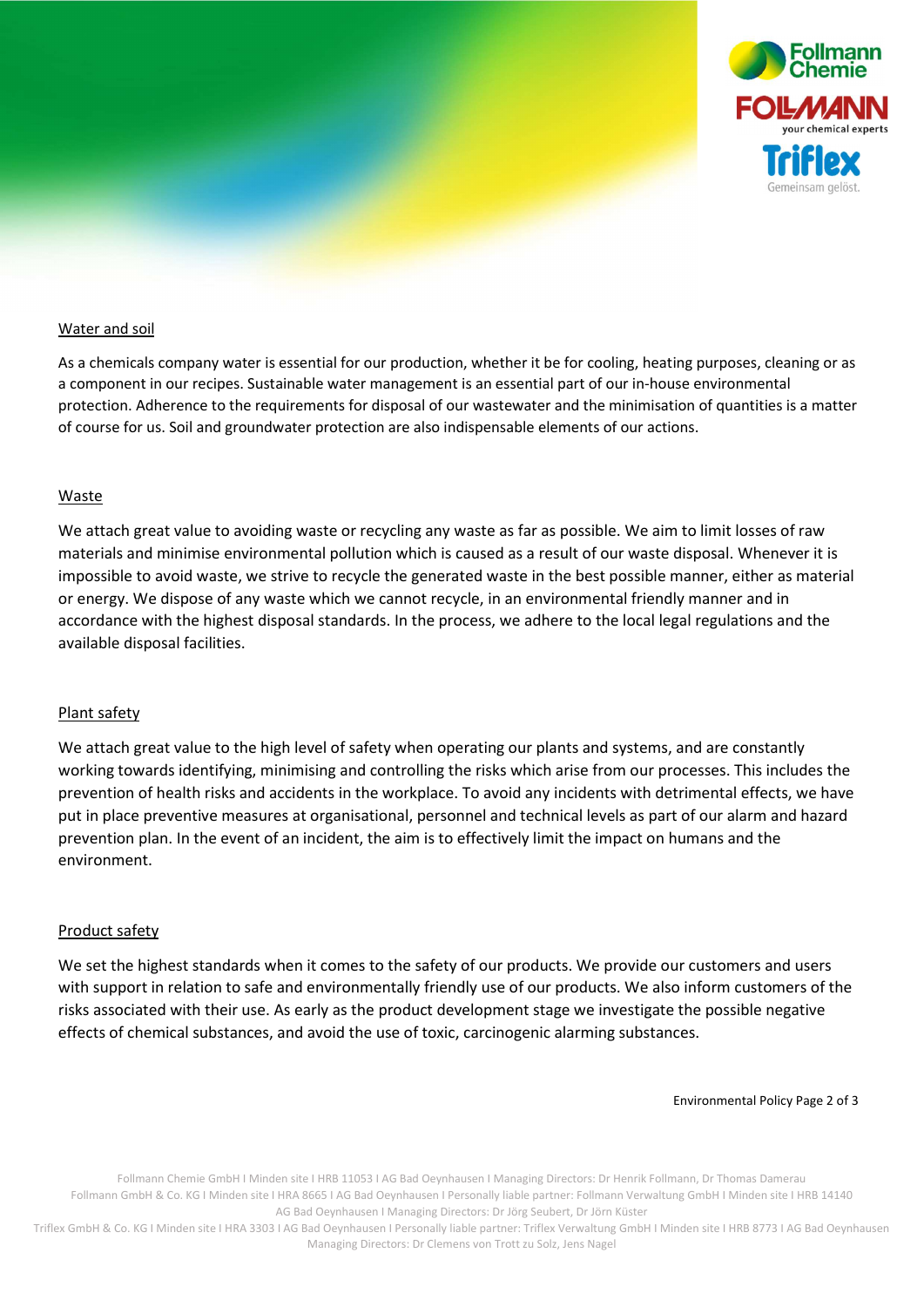## Water and soil

As a chemicals company water is essential for our production, whether it be for cooling, heating purposes, cleaning or as a component in our recipes. Sustainable water management is an essential part of our in-house environmental protection. Adherence to the requirements for disposal of our wastewater and the minimisation of quantities is a matter of course for us. Soil and groundwater protection are also indispensable elements of our actions.

## Waste

We attach great value to avoiding waste or recycling any waste as far as possible. We aim to limit losses of raw materials and minimise environmental pollution which is caused as a result of our waste disposal. Whenever it is impossible to avoid waste, we strive to recycle the generated waste in the best possible manner, either as material or energy. We dispose of any waste which we cannot recycle, in an environmental friendly manner and in accordance with the highest disposal standards. In the process, we adhere to the local legal regulations and the available disposal facilities.

## Plant safety

We attach great value to the high level of safety when operating our plants and systems, and are constantly working towards identifying, minimising and controlling the risks which arise from our processes. This includes the prevention of health risks and accidents in the workplace. To avoid any incidents with detrimental effects, we have put in place preventive measures at organisational, personnel and technical levels as part of our alarm and hazard prevention plan. In the event of an incident, the aim is to effectively limit the impact on humans and the environment.

## Product safety

We set the highest standards when it comes to the safety of our products. We provide our customers and users with support in relation to safe and environmentally friendly use of our products. We also inform customers of the risks associated with their use. As early as the product development stage we investigate the possible negative effects of chemical substances, and avoid the use of toxic, carcinogenic alarming substances.